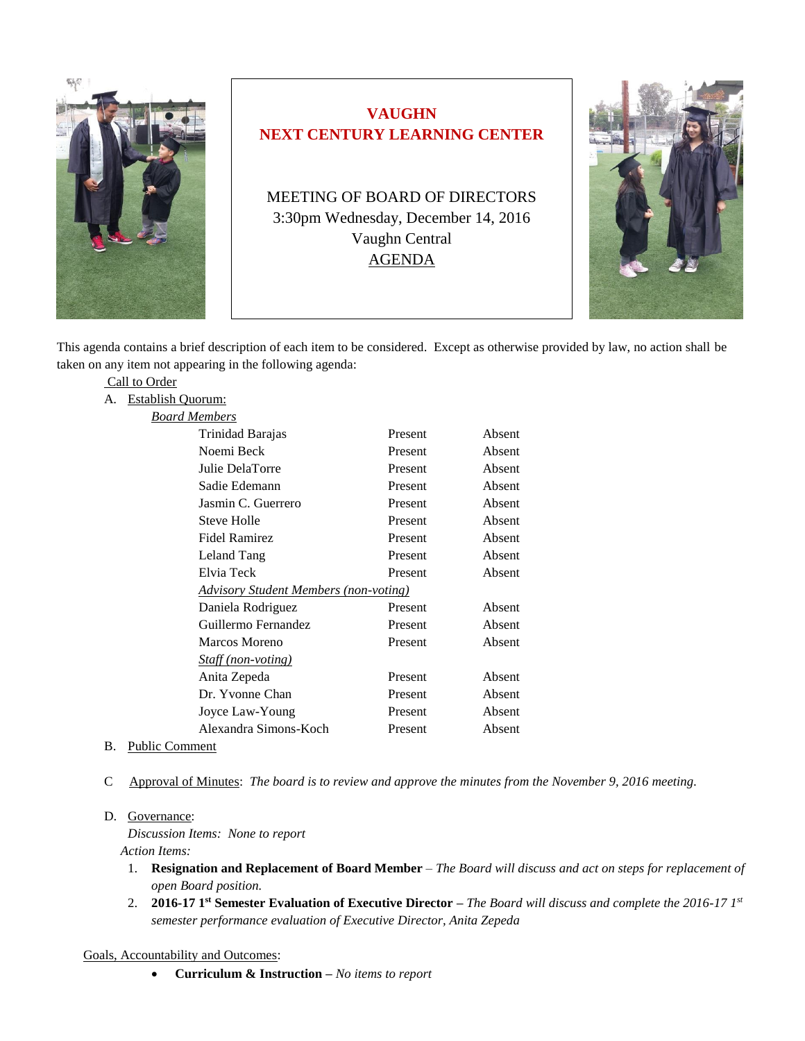# VAUGHN
# NEXT CENTURY LEARNING CENTER

MEETING OF BOARD OF DIRECTORS
3:30pm Wednesday, December 14, 2016
Vaughn Central
AGENDA

This agenda contains a brief description of each item to be considered. Except as otherwise provided by law, no action shall be taken on any item not appearing in the following agenda:

Call to Order

A. Establish Quorum:

*Board Members*

| | | |
|---|---|---|
| Trinidad Barajas | Present | Absent |
| Noemi Beck | Present | Absent |
| Julie DelaTorre | Present | Absent |
| Sadie Edemann | Present | Absent |
| Jasmin C. Guerrero | Present | Absent |
| Steve Holle | Present | Absent |
| Fidel Ramirez | Present | Absent |
| Leland Tang | Present | Absent |
| Elvia Teck | Present | Absent |
| *Advisory Student Members (non-voting)* | | |
| Daniela Rodriguez | Present | Absent |
| Guillermo Fernandez | Present | Absent |
| Marcos Moreno | Present | Absent |
| *Staff (non-voting)* | | |
| Anita Zepeda | Present | Absent |
| Dr. Yvonne Chan | Present | Absent |
| Joyce Law-Young | Present | Absent |
| Alexandra Simons-Koch | Present | Absent |

B. Public Comment

C Approval of Minutes: *The board is to review and approve the minutes from the November 9, 2016 meeting.*

D. Governance:

*Discussion Items: None to report*

*Action Items:*

1. **Resignation and Replacement of Board Member** – *The Board will discuss and act on steps for replacement of open Board position.*
2. **2016-17 1st Semester Evaluation of Executive Director –** *The Board will discuss and complete the 2016-17 1st semester performance evaluation of Executive Director, Anita Zepeda*

Goals, Accountability and Outcomes:

- **Curriculum & Instruction –** *No items to report*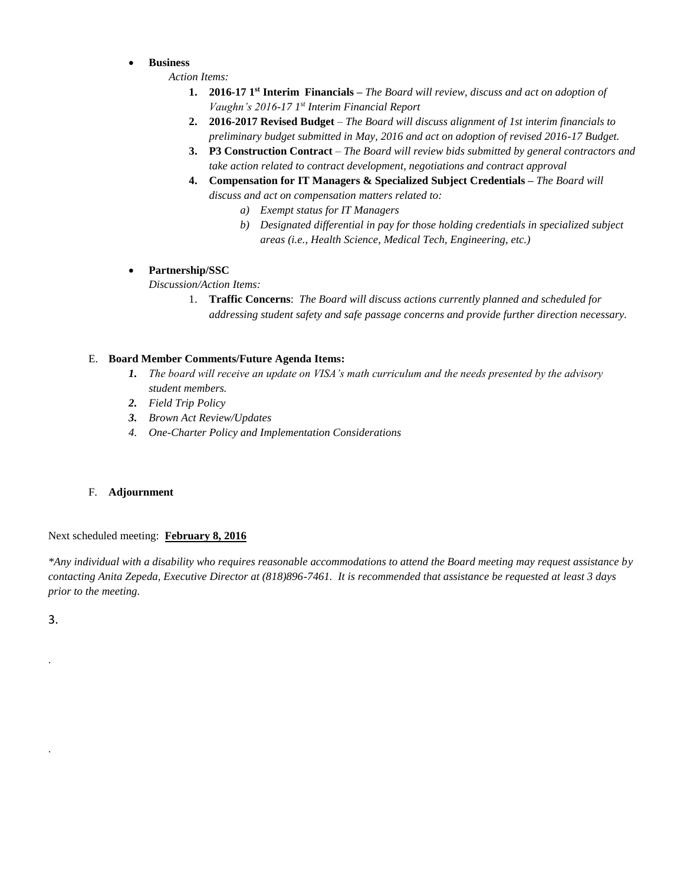- **Business**

  *Action Items:*

  1. **2016-17 1st Interim Financials –** *The Board will review, discuss and act on adoption of Vaughn's 2016-17 1st Interim Financial Report*
  2. **2016-2017 Revised Budget** – *The Board will discuss alignment of 1st interim financials to preliminary budget submitted in May, 2016 and act on adoption of revised 2016-17 Budget.*
  3. **P3 Construction Contract** – *The Board will review bids submitted by general contractors and take action related to contract development, negotiations and contract approval*
  4. **Compensation for IT Managers & Specialized Subject Credentials –** *The Board will discuss and act on compensation matters related to:*
     - *a) Exempt status for IT Managers*
     - *b) Designated differential in pay for those holding credentials in specialized subject areas (i.e., Health Science, Medical Tech, Engineering, etc.)*

- **Partnership/SSC**

  *Discussion/Action Items:*

  1. **Traffic Concerns**: *The Board will discuss actions currently planned and scheduled for addressing student safety and safe passage concerns and provide further direction necessary.*

E. **Board Member Comments/Future Agenda Items:**

1. *The board will receive an update on VISA's math curriculum and the needs presented by the advisory student members.*
2. *Field Trip Policy*
3. *Brown Act Review/Updates*
4. *One-Charter Policy and Implementation Considerations*

F. **Adjournment**

Next scheduled meeting: **February 8, 2016**

*\*Any individual with a disability who requires reasonable accommodations to attend the Board meeting may request assistance by contacting Anita Zepeda, Executive Director at (818)896-7461. It is recommended that assistance be requested at least 3 days prior to the meeting.*

3.

.

.